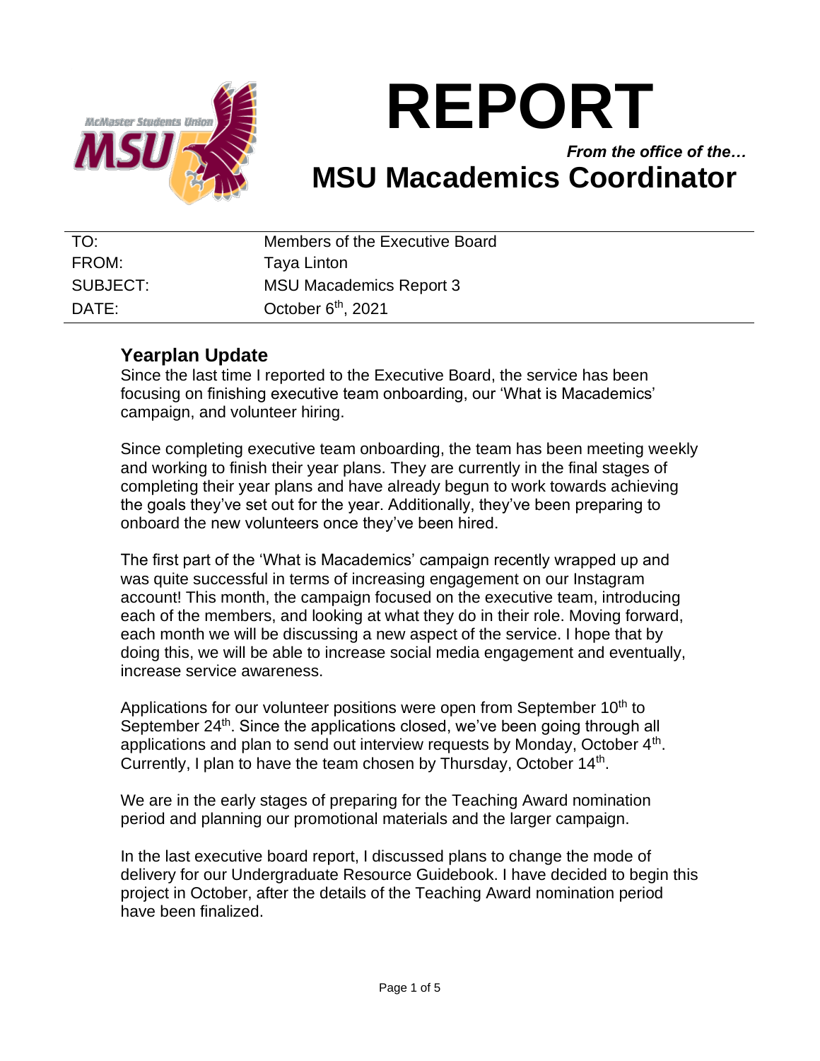# REPORT

*From the office of the…*

## MSU Macademics Coordinator

| TO: | Members of the Executive Board |
|---|---|
| FROM: | Taya Linton |
| SUBJECT: | MSU Macademics Report 3 |
| DATE: | October 6th, 2021 |

### Yearplan Update

Since the last time I reported to the Executive Board, the service has been focusing on finishing executive team onboarding, our 'What is Macademics' campaign, and volunteer hiring.

Since completing executive team onboarding, the team has been meeting weekly and working to finish their year plans. They are currently in the final stages of completing their year plans and have already begun to work towards achieving the goals they've set out for the year. Additionally, they've been preparing to onboard the new volunteers once they've been hired.

The first part of the 'What is Macademics' campaign recently wrapped up and was quite successful in terms of increasing engagement on our Instagram account! This month, the campaign focused on the executive team, introducing each of the members, and looking at what they do in their role. Moving forward, each month we will be discussing a new aspect of the service. I hope that by doing this, we will be able to increase social media engagement and eventually, increase service awareness.

Applications for our volunteer positions were open from September 10th to September 24th. Since the applications closed, we've been going through all applications and plan to send out interview requests by Monday, October 4th. Currently, I plan to have the team chosen by Thursday, October 14th.

We are in the early stages of preparing for the Teaching Award nomination period and planning our promotional materials and the larger campaign.

In the last executive board report, I discussed plans to change the mode of delivery for our Undergraduate Resource Guidebook. I have decided to begin this project in October, after the details of the Teaching Award nomination period have been finalized.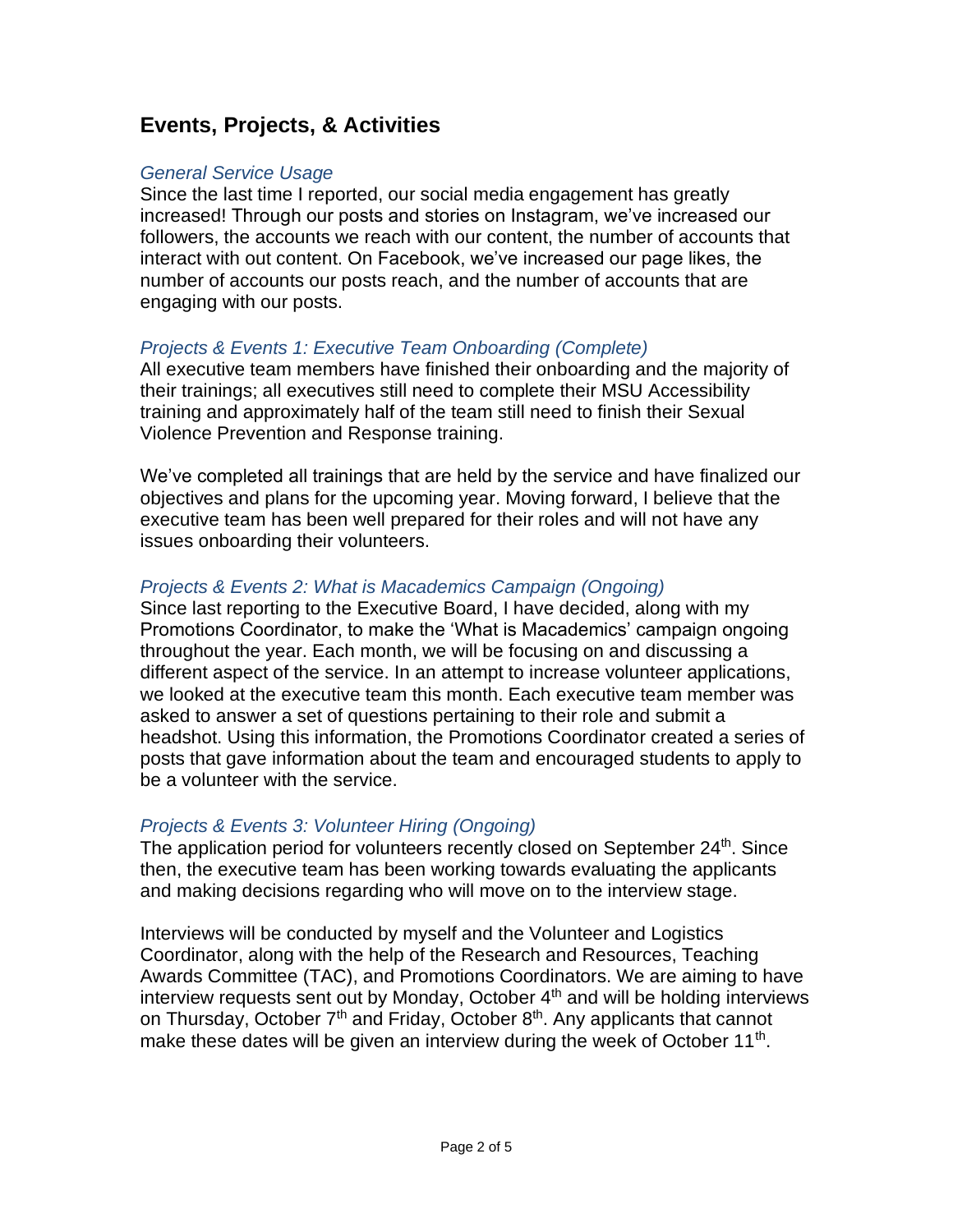## Events, Projects, & Activities

### *General Service Usage*

Since the last time I reported, our social media engagement has greatly increased! Through our posts and stories on Instagram, we've increased our followers, the accounts we reach with our content, the number of accounts that interact with out content. On Facebook, we've increased our page likes, the number of accounts our posts reach, and the number of accounts that are engaging with our posts.

### *Projects & Events 1: Executive Team Onboarding (Complete)*

All executive team members have finished their onboarding and the majority of their trainings; all executives still need to complete their MSU Accessibility training and approximately half of the team still need to finish their Sexual Violence Prevention and Response training.

We've completed all trainings that are held by the service and have finalized our objectives and plans for the upcoming year. Moving forward, I believe that the executive team has been well prepared for their roles and will not have any issues onboarding their volunteers.

### *Projects & Events 2: What is Macademics Campaign (Ongoing)*

Since last reporting to the Executive Board, I have decided, along with my Promotions Coordinator, to make the 'What is Macademics' campaign ongoing throughout the year. Each month, we will be focusing on and discussing a different aspect of the service. In an attempt to increase volunteer applications, we looked at the executive team this month. Each executive team member was asked to answer a set of questions pertaining to their role and submit a headshot. Using this information, the Promotions Coordinator created a series of posts that gave information about the team and encouraged students to apply to be a volunteer with the service.

### *Projects & Events 3: Volunteer Hiring (Ongoing)*

The application period for volunteers recently closed on September 24th. Since then, the executive team has been working towards evaluating the applicants and making decisions regarding who will move on to the interview stage.

Interviews will be conducted by myself and the Volunteer and Logistics Coordinator, along with the help of the Research and Resources, Teaching Awards Committee (TAC), and Promotions Coordinators. We are aiming to have interview requests sent out by Monday, October 4th and will be holding interviews on Thursday, October 7th and Friday, October 8th. Any applicants that cannot make these dates will be given an interview during the week of October 11th.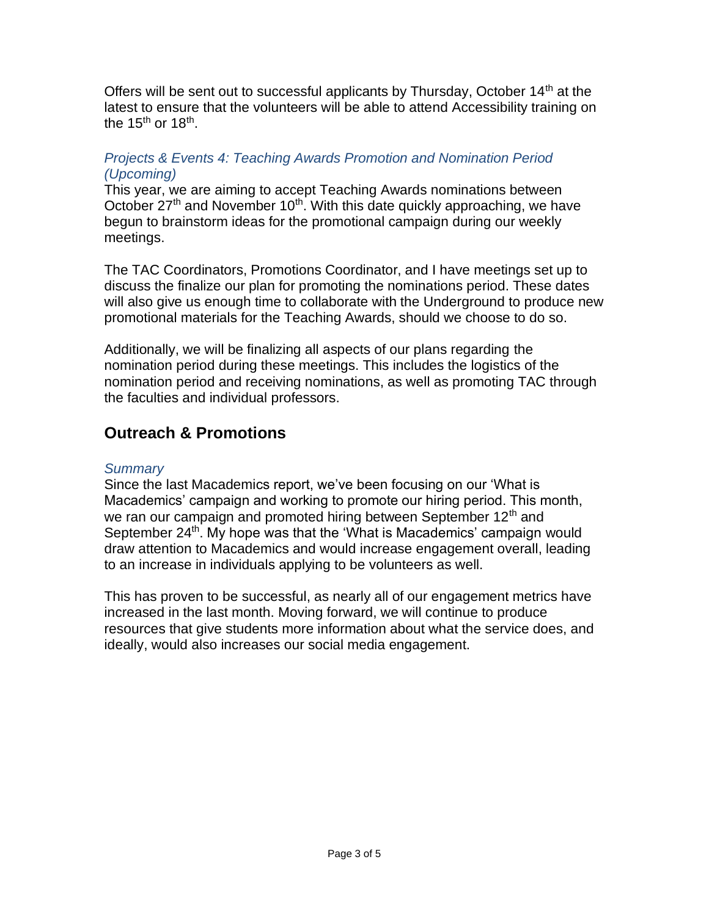Offers will be sent out to successful applicants by Thursday, October 14th at the latest to ensure that the volunteers will be able to attend Accessibility training on the 15th or 18th.

### *Projects & Events 4: Teaching Awards Promotion and Nomination Period (Upcoming)*

This year, we are aiming to accept Teaching Awards nominations between October 27th and November 10th. With this date quickly approaching, we have begun to brainstorm ideas for the promotional campaign during our weekly meetings.

The TAC Coordinators, Promotions Coordinator, and I have meetings set up to discuss the finalize our plan for promoting the nominations period. These dates will also give us enough time to collaborate with the Underground to produce new promotional materials for the Teaching Awards, should we choose to do so.

Additionally, we will be finalizing all aspects of our plans regarding the nomination period during these meetings. This includes the logistics of the nomination period and receiving nominations, as well as promoting TAC through the faculties and individual professors.

## Outreach & Promotions

### *Summary*

Since the last Macademics report, we've been focusing on our 'What is Macademics' campaign and working to promote our hiring period. This month, we ran our campaign and promoted hiring between September 12th and September 24th. My hope was that the 'What is Macademics' campaign would draw attention to Macademics and would increase engagement overall, leading to an increase in individuals applying to be volunteers as well.

This has proven to be successful, as nearly all of our engagement metrics have increased in the last month. Moving forward, we will continue to produce resources that give students more information about what the service does, and ideally, would also increases our social media engagement.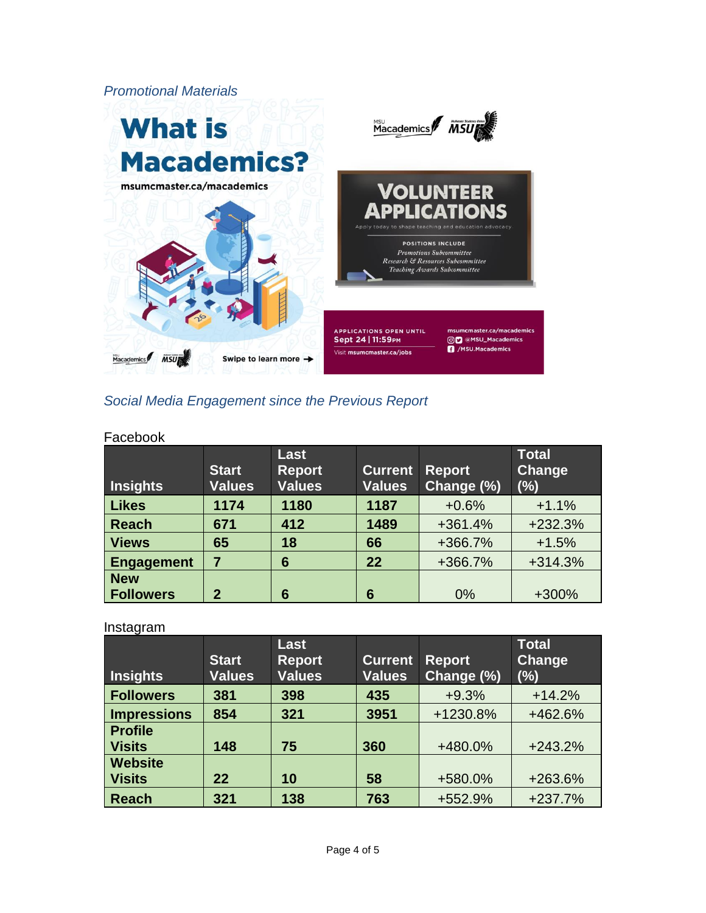*Promotional Materials*

*Social Media Engagement since the Previous Report*

Facebook

| Insights | Start Values | Last Report Values | Current Values | Report Change (%) | Total Change (%) |
|---|---|---|---|---|---|
| **Likes** | **1174** | **1180** | **1187** | +0.6% | +1.1% |
| **Reach** | **671** | **412** | **1489** | +361.4% | +232.3% |
| **Views** | **65** | **18** | **66** | +366.7% | +1.5% |
| **Engagement** | **7** | **6** | **22** | +366.7% | +314.3% |
| **New Followers** | **2** | **6** | **6** | 0% | +300% |

Instagram

| Insights | Start Values | Last Report Values | Current Values | Report Change (%) | Total Change (%) |
|---|---|---|---|---|---|
| **Followers** | **381** | **398** | **435** | +9.3% | +14.2% |
| **Impressions** | **854** | **321** | **3951** | +1230.8% | +462.6% |
| **Profile Visits** | **148** | **75** | **360** | +480.0% | +243.2% |
| **Website Visits** | **22** | **10** | **58** | +580.0% | +263.6% |
| **Reach** | **321** | **138** | **763** | +552.9% | +237.7% |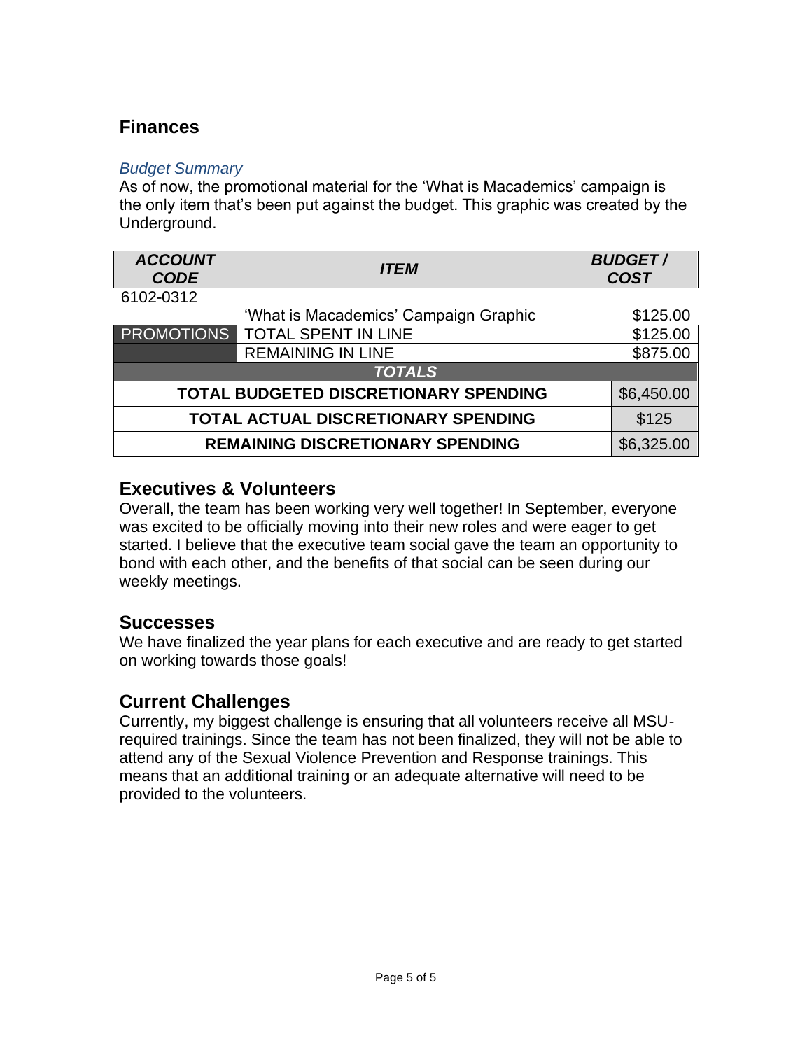## Finances

### *Budget Summary*

As of now, the promotional material for the 'What is Macademics' campaign is the only item that's been put against the budget. This graphic was created by the Underground.

| ***ACCOUNT CODE*** | ***ITEM*** | ***BUDGET / COST*** |
|---|---|---|
| 6102-0312 | | |
| | 'What is Macademics' Campaign Graphic | $125.00 |
| PROMOTIONS | TOTAL SPENT IN LINE | $125.00 |
| | REMAINING IN LINE | $875.00 |
| ***TOTALS*** | | |
| **TOTAL BUDGETED DISCRETIONARY SPENDING** | | $6,450.00 |
| **TOTAL ACTUAL DISCRETIONARY SPENDING** | | $125 |
| **REMAINING DISCRETIONARY SPENDING** | | $6,325.00 |

## Executives & Volunteers

Overall, the team has been working very well together! In September, everyone was excited to be officially moving into their new roles and were eager to get started. I believe that the executive team social gave the team an opportunity to bond with each other, and the benefits of that social can be seen during our weekly meetings.

## Successes

We have finalized the year plans for each executive and are ready to get started on working towards those goals!

## Current Challenges

Currently, my biggest challenge is ensuring that all volunteers receive all MSU-required trainings. Since the team has not been finalized, they will not be able to attend any of the Sexual Violence Prevention and Response trainings. This means that an additional training or an adequate alternative will need to be provided to the volunteers.